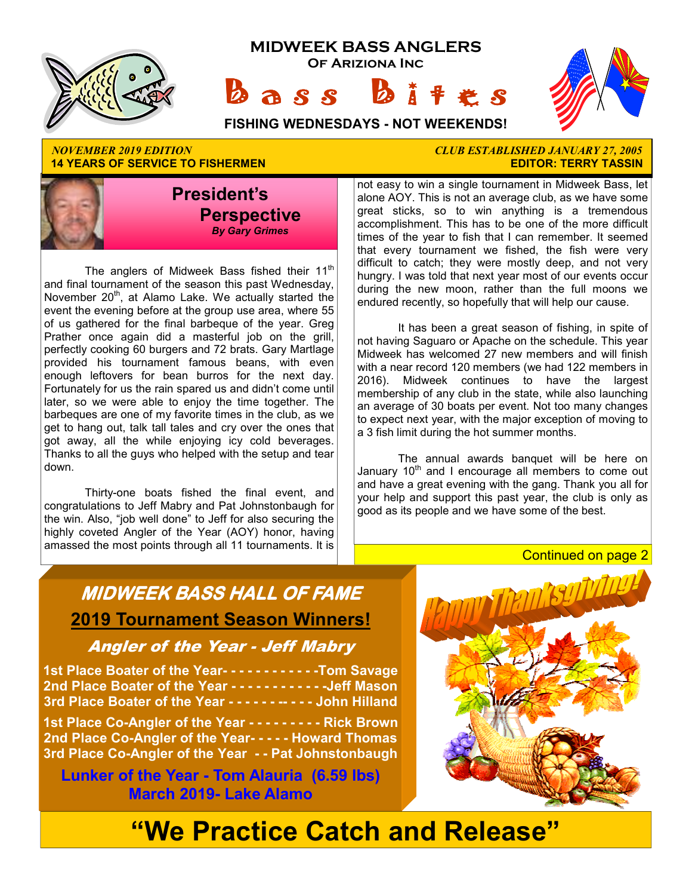# MIDWEEK BASS ANGLERS

**Of Arizona Inc**

# Bass Bites

**FISHING WEDNESDAYS - NOT WEEKENDS!**

*NOVEMBER 2019 EDITION*
**14 YEARS OF SERVICE TO FISHERMEN**

*CLUB ESTABLISHED JANUARY 27, 2005*
**EDITOR: TERRY TASSIN**

## President's Perspective

***By Gary Grimes***

The anglers of Midweek Bass fished their 11th and final tournament of the season this past Wednesday, November 20th, at Alamo Lake. We actually started the event the evening before at the group use area, where 55 of us gathered for the final barbeque of the year. Greg Prather once again did a masterful job on the grill, perfectly cooking 60 burgers and 72 brats. Gary Martlage provided his tournament famous beans, with even enough leftovers for bean burros for the next day. Fortunately for us the rain spared us and didn't come until later, so we were able to enjoy the time together. The barbeques are one of my favorite times in the club, as we get to hang out, talk tall tales and cry over the ones that got away, all the while enjoying icy cold beverages. Thanks to all the guys who helped with the setup and tear down.

Thirty-one boats fished the final event, and congratulations to Jeff Mabry and Pat Johnstonbaugh for the win. Also, "job well done" to Jeff for also securing the highly coveted Angler of the Year (AOY) honor, having amassed the most points through all 11 tournaments. It is not easy to win a single tournament in Midweek Bass, let alone AOY. This is not an average club, as we have some great sticks, so to win anything is a tremendous accomplishment. This has to be one of the more difficult times of the year to fish that I can remember. It seemed that every tournament we fished, the fish were very difficult to catch; they were mostly deep, and not very hungry. I was told that next year most of our events occur during the new moon, rather than the full moons we endured recently, so hopefully that will help our cause.

It has been a great season of fishing, in spite of not having Saguaro or Apache on the schedule. This year Midweek has welcomed 27 new members and will finish with a near record 120 members (we had 122 members in 2016). Midweek continues to have the largest membership of any club in the state, while also launching an average of 30 boats per event. Not too many changes to expect next year, with the major exception of moving to a 3 fish limit during the hot summer months.

The annual awards banquet will be here on January 10th and I encourage all members to come out and have a great evening with the gang. Thank you all for your help and support this past year, the club is only as good as its people and we have some of the best.

Continued on page 2

## *MIDWEEK BASS HALL OF FAME*

### 2019 Tournament Season Winners!

***Angler of the Year - Jeff Mabry***

**1st Place Boater of the Year- - - - - - - - - - - - -Tom Savage**
**2nd Place Boater of the Year - - - - - - - - - - - -Jeff Mason**
**3rd Place Boater of the Year - - - - - - -- - - - John Hilland**

**1st Place Co-Angler of the Year - - - - - - - - - Rick Brown**
**2nd Place Co-Angler of the Year- - - - - Howard Thomas**
**3rd Place Co-Angler of the Year - - Pat Johnstonbaugh**

**Lunker of the Year - Tom Alauria (6.59 lbs)**
**March 2019- Lake Alamo**

*Happy Thanksgiving!*

# "We Practice Catch and Release"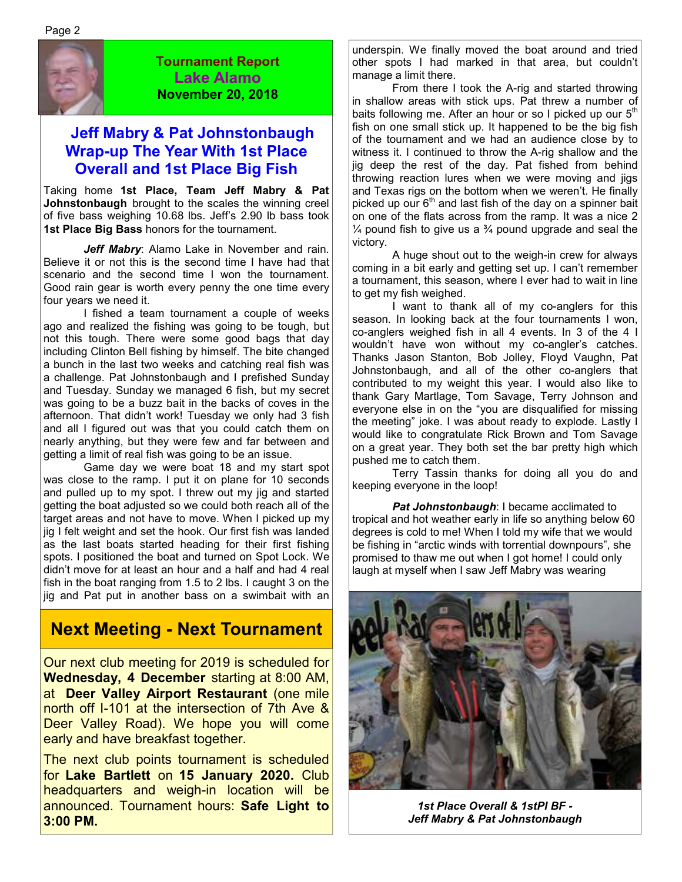**Tournament Report**
**Lake Alamo**
**November 20, 2018**

## Jeff Mabry & Pat Johnstonbaugh Wrap-up The Year With 1st Place Overall and 1st Place Big Fish

Taking home **1st Place, Team Jeff Mabry & Pat Johnstonbaugh** brought to the scales the winning creel of five bass weighing 10.68 lbs. Jeff's 2.90 lb bass took **1st Place Big Bass** honors for the tournament.

***Jeff Mabry***: Alamo Lake in November and rain. Believe it or not this is the second time I have had that scenario and the second time I won the tournament. Good rain gear is worth every penny the one time every four years we need it.

I fished a team tournament a couple of weeks ago and realized the fishing was going to be tough, but not this tough. There were some good bags that day including Clinton Bell fishing by himself. The bite changed a bunch in the last two weeks and catching real fish was a challenge. Pat Johnstonbaugh and I prefished Sunday and Tuesday. Sunday we managed 6 fish, but my secret was going to be a buzz bait in the backs of coves in the afternoon. That didn't work! Tuesday we only had 3 fish and all I figured out was that you could catch them on nearly anything, but they were few and far between and getting a limit of real fish was going to be an issue.

Game day we were boat 18 and my start spot was close to the ramp. I put it on plane for 10 seconds and pulled up to my spot. I threw out my jig and started getting the boat adjusted so we could both reach all of the target areas and not have to move. When I picked up my jig I felt weight and set the hook. Our first fish was landed as the last boats started heading for their first fishing spots. I positioned the boat and turned on Spot Lock. We didn't move for at least an hour and a half and had 4 real fish in the boat ranging from 1.5 to 2 lbs. I caught 3 on the jig and Pat put in another bass on a swimbait with an underspin. We finally moved the boat around and tried other spots I had marked in that area, but couldn't manage a limit there.

From there I took the A-rig and started throwing in shallow areas with stick ups. Pat threw a number of baits following me. After an hour or so I picked up our 5th fish on one small stick up. It happened to be the big fish of the tournament and we had an audience close by to witness it. I continued to throw the A-rig shallow and the jig deep the rest of the day. Pat fished from behind throwing reaction lures when we were moving and jigs and Texas rigs on the bottom when we weren't. He finally picked up our 6th and last fish of the day on a spinner bait on one of the flats across from the ramp. It was a nice 2 ¼ pound fish to give us a ¾ pound upgrade and seal the victory.

A huge shout out to the weigh-in crew for always coming in a bit early and getting set up. I can't remember a tournament, this season, where I ever had to wait in line to get my fish weighed.

I want to thank all of my co-anglers for this season. In looking back at the four tournaments I won, co-anglers weighed fish in all 4 events. In 3 of the 4 I wouldn't have won without my co-angler's catches. Thanks Jason Stanton, Bob Jolley, Floyd Vaughn, Pat Johnstonbaugh, and all of the other co-anglers that contributed to my weight this year. I would also like to thank Gary Martlage, Tom Savage, Terry Johnson and everyone else in on the "you are disqualified for missing the meeting" joke. I was about ready to explode. Lastly I would like to congratulate Rick Brown and Tom Savage on a great year. They both set the bar pretty high which pushed me to catch them.

Terry Tassin thanks for doing all you do and keeping everyone in the loop!

***Pat Johnstonbaugh***: I became acclimated to tropical and hot weather early in life so anything below 60 degrees is cold to me! When I told my wife that we would be fishing in "arctic winds with torrential downpours", she promised to thaw me out when I got home! I could only laugh at myself when I saw Jeff Mabry was wearing

*1st Place Overall & 1stPl BF - Jeff Mabry & Pat Johnstonbaugh*

## Next Meeting - Next Tournament

Our next club meeting for 2019 is scheduled for **Wednesday, 4 December** starting at 8:00 AM, at **Deer Valley Airport Restaurant** (one mile north off I-101 at the intersection of 7th Ave & Deer Valley Road). We hope you will come early and have breakfast together.

The next club points tournament is scheduled for **Lake Bartlett** on **15 January 2020.** Club headquarters and weigh-in location will be announced. Tournament hours: **Safe Light to 3:00 PM.**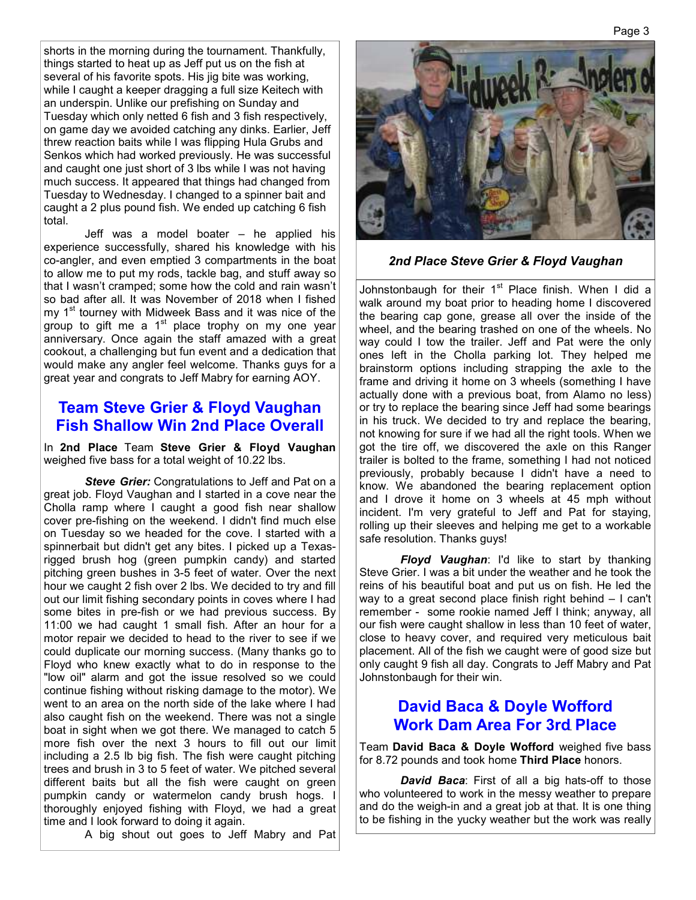shorts in the morning during the tournament. Thankfully, things started to heat up as Jeff put us on the fish at several of his favorite spots. His jig bite was working, while I caught a keeper dragging a full size Keitech with an underspin. Unlike our prefishing on Sunday and Tuesday which only netted 6 fish and 3 fish respectively, on game day we avoided catching any dinks. Earlier, Jeff threw reaction baits while I was flipping Hula Grubs and Senkos which had worked previously. He was successful and caught one just short of 3 lbs while I was not having much success. It appeared that things had changed from Tuesday to Wednesday. I changed to a spinner bait and caught a 2 plus pound fish. We ended up catching 6 fish total.

Jeff was a model boater – he applied his experience successfully, shared his knowledge with his co-angler, and even emptied 3 compartments in the boat to allow me to put my rods, tackle bag, and stuff away so that I wasn't cramped; some how the cold and rain wasn't so bad after all. It was November of 2018 when I fished my 1st tourney with Midweek Bass and it was nice of the group to gift me a 1st place trophy on my one year anniversary. Once again the staff amazed with a great cookout, a challenging but fun event and a dedication that would make any angler feel welcome. Thanks guys for a great year and congrats to Jeff Mabry for earning AOY.

## Team Steve Grier & Floyd Vaughan Fish Shallow Win 2nd Place Overall

In **2nd Place** Team **Steve Grier & Floyd Vaughan** weighed five bass for a total weight of 10.22 lbs.

***Steve Grier:*** Congratulations to Jeff and Pat on a great job. Floyd Vaughan and I started in a cove near the Cholla ramp where I caught a good fish near shallow cover pre-fishing on the weekend. I didn't find much else on Tuesday so we headed for the cove. I started with a spinnerbait but didn't get any bites. I picked up a Texas-rigged brush hog (green pumpkin candy) and started pitching green bushes in 3-5 feet of water. Over the next hour we caught 2 fish over 2 lbs. We decided to try and fill out our limit fishing secondary points in coves where I had some bites in pre-fish or we had previous success. By 11:00 we had caught 1 small fish. After an hour for a motor repair we decided to head to the river to see if we could duplicate our morning success. (Many thanks go to Floyd who knew exactly what to do in response to the "low oil" alarm and got the issue resolved so we could continue fishing without risking damage to the motor). We went to an area on the north side of the lake where I had also caught fish on the weekend. There was not a single boat in sight when we got there. We managed to catch 5 more fish over the next 3 hours to fill out our limit including a 2.5 lb big fish. The fish were caught pitching trees and brush in 3 to 5 feet of water. We pitched several different baits but all the fish were caught on green pumpkin candy or watermelon candy brush hogs. I thoroughly enjoyed fishing with Floyd, we had a great time and I look forward to doing it again.

A big shout out goes to Jeff Mabry and Pat Johnstonbaugh for their 1st Place finish. When I did a walk around my boat prior to heading home I discovered the bearing cap gone, grease all over the inside of the wheel, and the bearing trashed on one of the wheels. No way could I tow the trailer. Jeff and Pat were the only ones left in the Cholla parking lot. They helped me brainstorm options including strapping the axle to the frame and driving it home on 3 wheels (something I have actually done with a previous boat, from Alamo no less) or try to replace the bearing since Jeff had some bearings in his truck. We decided to try and replace the bearing, not knowing for sure if we had all the right tools. When we got the tire off, we discovered the axle on this Ranger trailer is bolted to the frame, something I had not noticed previously, probably because I didn't have a need to know. We abandoned the bearing replacement option and I drove it home on 3 wheels at 45 mph without incident. I'm very grateful to Jeff and Pat for staying, rolling up their sleeves and helping me get to a workable safe resolution. Thanks guys!

*2nd Place Steve Grier & Floyd Vaughan*

***Floyd Vaughan***: I'd like to start by thanking Steve Grier. I was a bit under the weather and he took the reins of his beautiful boat and put us on fish. He led the way to a great second place finish right behind – I can't remember - some rookie named Jeff I think; anyway, all our fish were caught shallow in less than 10 feet of water, close to heavy cover, and required very meticulous bait placement. All of the fish we caught were of good size but only caught 9 fish all day. Congrats to Jeff Mabry and Pat Johnstonbaugh for their win.

## David Baca & Doyle Wofford Work Dam Area For 3rd Place

Team **David Baca & Doyle Wofford** weighed five bass for 8.72 pounds and took home **Third Place** honors.

***David Baca***: First of all a big hats-off to those who volunteered to work in the messy weather to prepare and do the weigh-in and a great job at that. It is one thing to be fishing in the yucky weather but the work was really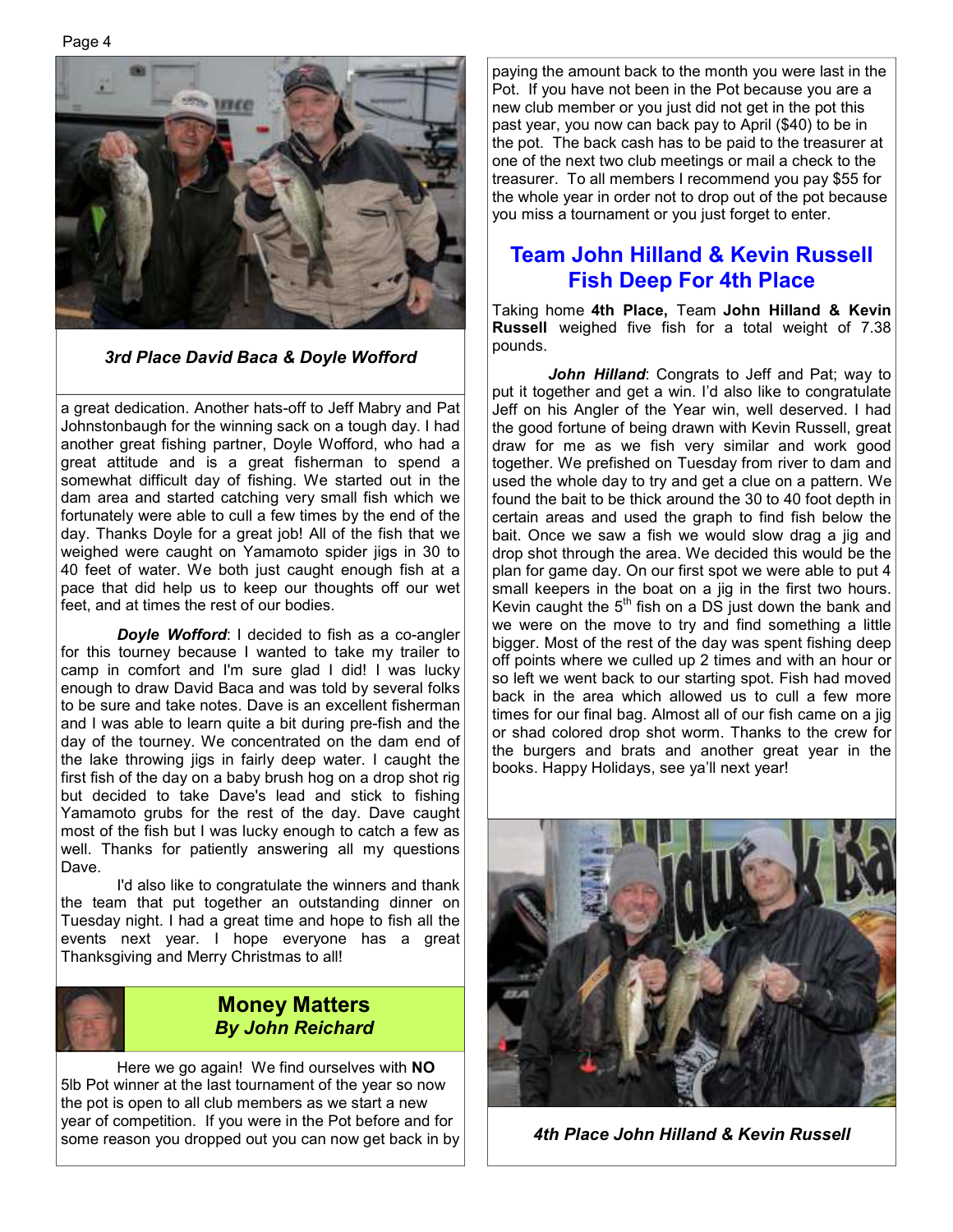*3rd Place David Baca & Doyle Wofford*

a great dedication. Another hats-off to Jeff Mabry and Pat Johnstonbaugh for the winning sack on a tough day. I had another great fishing partner, Doyle Wofford, who had a great attitude and is a great fisherman to spend a somewhat difficult day of fishing. We started out in the dam area and started catching very small fish which we fortunately were able to cull a few times by the end of the day. Thanks Doyle for a great job! All of the fish that we weighed were caught on Yamamoto spider jigs in 30 to 40 feet of water. We both just caught enough fish at a pace that did help us to keep our thoughts off our wet feet, and at times the rest of our bodies.

***Doyle Wofford***: I decided to fish as a co-angler for this tourney because I wanted to take my trailer to camp in comfort and I'm sure glad I did! I was lucky enough to draw David Baca and was told by several folks to be sure and take notes. Dave is an excellent fisherman and I was able to learn quite a bit during pre-fish and the day of the tourney. We concentrated on the dam end of the lake throwing jigs in fairly deep water. I caught the first fish of the day on a baby brush hog on a drop shot rig but decided to take Dave's lead and stick to fishing Yamamoto grubs for the rest of the day. Dave caught most of the fish but I was lucky enough to catch a few as well. Thanks for patiently answering all my questions Dave.

I'd also like to congratulate the winners and thank the team that put together an outstanding dinner on Tuesday night. I had a great time and hope to fish all the events next year. I hope everyone has a great Thanksgiving and Merry Christmas to all!

## Money Matters
### *By John Reichard*

Here we go again! We find ourselves with **NO** 5lb Pot winner at the last tournament of the year so now the pot is open to all club members as we start a new year of competition. If you were in the Pot before and for some reason you dropped out you can now get back in by paying the amount back to the month you were last in the Pot. If you have not been in the Pot because you are a new club member or you just did not get in the pot this past year, you now can back pay to April ($40) to be in the pot. The back cash has to be paid to the treasurer at one of the next two club meetings or mail a check to the treasurer. To all members I recommend you pay $55 for the whole year in order not to drop out of the pot because you miss a tournament or you just forget to enter.

## Team John Hilland & Kevin Russell Fish Deep For 4th Place

Taking home **4th Place,** Team **John Hilland & Kevin Russell** weighed five fish for a total weight of 7.38 pounds.

***John Hilland***: Congrats to Jeff and Pat; way to put it together and get a win. I'd also like to congratulate Jeff on his Angler of the Year win, well deserved. I had the good fortune of being drawn with Kevin Russell, great draw for me as we fish very similar and work good together. We prefished on Tuesday from river to dam and used the whole day to try and get a clue on a pattern. We found the bait to be thick around the 30 to 40 foot depth in certain areas and used the graph to find fish below the bait. Once we saw a fish we would slow drag a jig and drop shot through the area. We decided this would be the plan for game day. On our first spot we were able to put 4 small keepers in the boat on a jig in the first two hours. Kevin caught the 5th fish on a DS just down the bank and we were on the move to try and find something a little bigger. Most of the rest of the day was spent fishing deep off points where we culled up 2 times and with an hour or so left we went back to our starting spot. Fish had moved back in the area which allowed us to cull a few more times for our final bag. Almost all of our fish came on a jig or shad colored drop shot worm. Thanks to the crew for the burgers and brats and another great year in the books. Happy Holidays, see ya'll next year!

*4th Place John Hilland & Kevin Russell*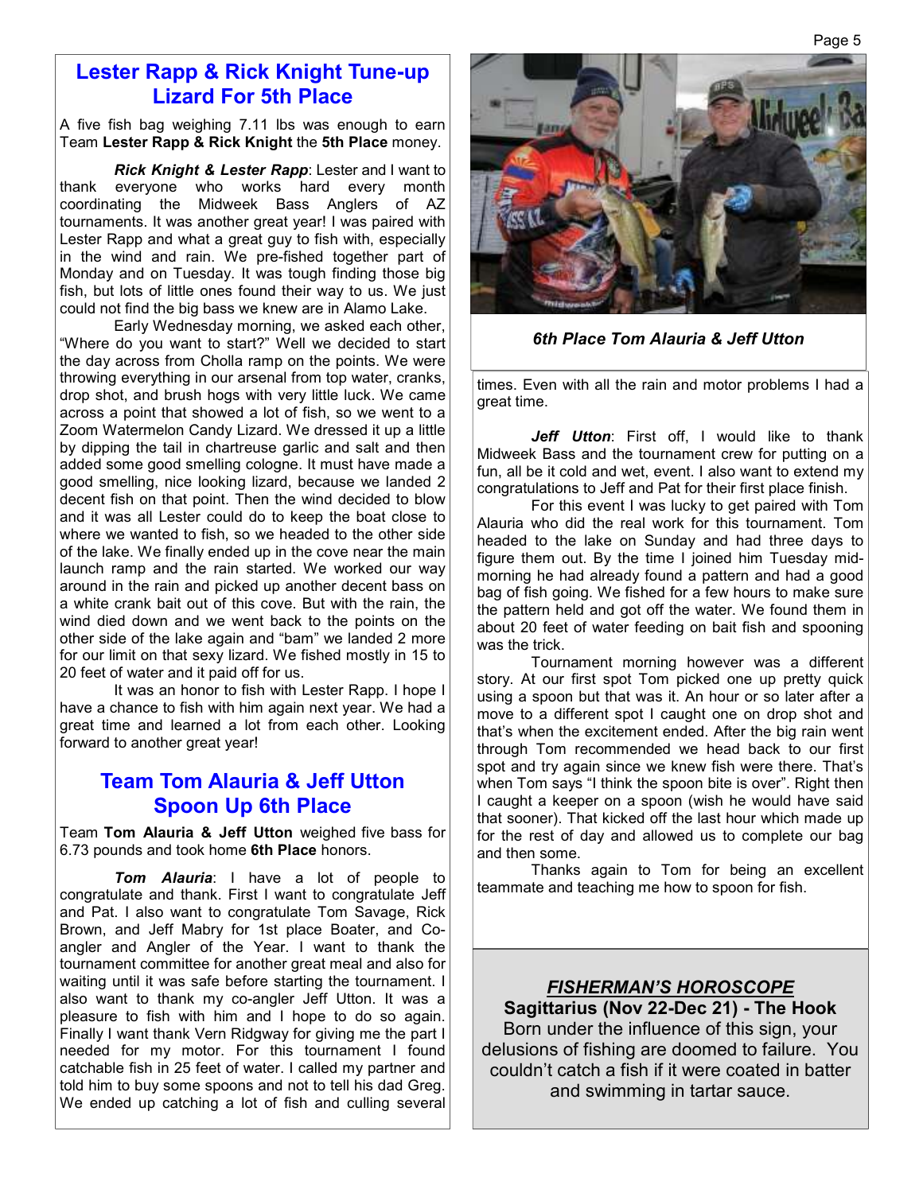## Lester Rapp & Rick Knight Tune-up Lizard For 5th Place

A five fish bag weighing 7.11 lbs was enough to earn Team **Lester Rapp & Rick Knight** the **5th Place** money.

***Rick Knight & Lester Rapp***: Lester and I want to thank everyone who works hard every month coordinating the Midweek Bass Anglers of AZ tournaments. It was another great year! I was paired with Lester Rapp and what a great guy to fish with, especially in the wind and rain. We pre-fished together part of Monday and on Tuesday. It was tough finding those big fish, but lots of little ones found their way to us. We just could not find the big bass we knew are in Alamo Lake.

Early Wednesday morning, we asked each other, "Where do you want to start?" Well we decided to start the day across from Cholla ramp on the points. We were throwing everything in our arsenal from top water, cranks, drop shot, and brush hogs with very little luck. We came across a point that showed a lot of fish, so we went to a Zoom Watermelon Candy Lizard. We dressed it up a little by dipping the tail in chartreuse garlic and salt and then added some good smelling cologne. It must have made a good smelling, nice looking lizard, because we landed 2 decent fish on that point. Then the wind decided to blow and it was all Lester could do to keep the boat close to where we wanted to fish, so we headed to the other side of the lake. We finally ended up in the cove near the main launch ramp and the rain started. We worked our way around in the rain and picked up another decent bass on a white crank bait out of this cove. But with the rain, the wind died down and we went back to the points on the other side of the lake again and "bam" we landed 2 more for our limit on that sexy lizard. We fished mostly in 15 to 20 feet of water and it paid off for us.

It was an honor to fish with Lester Rapp. I hope I have a chance to fish with him again next year. We had a great time and learned a lot from each other. Looking forward to another great year!

## Team Tom Alauria & Jeff Utton Spoon Up 6th Place

Team **Tom Alauria & Jeff Utton** weighed five bass for 6.73 pounds and took home **6th Place** honors.

***Tom Alauria***: I have a lot of people to congratulate and thank. First I want to congratulate Jeff and Pat. I also want to congratulate Tom Savage, Rick Brown, and Jeff Mabry for 1st place Boater, and Co-angler and Angler of the Year. I want to thank the tournament committee for another great meal and also for waiting until it was safe before starting the tournament. I also want to thank my co-angler Jeff Utton. It was a pleasure to fish with him and I hope to do so again. Finally I want thank Vern Ridgway for giving me the part I needed for my motor. For this tournament I found catchable fish in 25 feet of water. I called my partner and told him to buy some spoons and not to tell his dad Greg. We ended up catching a lot of fish and culling several times. Even with all the rain and motor problems I had a great time.

***6th Place Tom Alauria & Jeff Utton***

***Jeff Utton***: First off, I would like to thank Midweek Bass and the tournament crew for putting on a fun, all be it cold and wet, event. I also want to extend my congratulations to Jeff and Pat for their first place finish.

For this event I was lucky to get paired with Tom Alauria who did the real work for this tournament. Tom headed to the lake on Sunday and had three days to figure them out. By the time I joined him Tuesday mid-morning he had already found a pattern and had a good bag of fish going. We fished for a few hours to make sure the pattern held and got off the water. We found them in about 20 feet of water feeding on bait fish and spooning was the trick.

Tournament morning however was a different story. At our first spot Tom picked one up pretty quick using a spoon but that was it. An hour or so later after a move to a different spot I caught one on drop shot and that's when the excitement ended. After the big rain went through Tom recommended we head back to our first spot and try again since we knew fish were there. That's when Tom says "I think the spoon bite is over". Right then I caught a keeper on a spoon (wish he would have said that sooner). That kicked off the last hour which made up for the rest of day and allowed us to complete our bag and then some.

Thanks again to Tom for being an excellent teammate and teaching me how to spoon for fish.

***FISHERMAN'S HOROSCOPE***

**Sagittarius (Nov 22-Dec 21) - The Hook**

Born under the influence of this sign, your delusions of fishing are doomed to failure. You couldn't catch a fish if it were coated in batter and swimming in tartar sauce.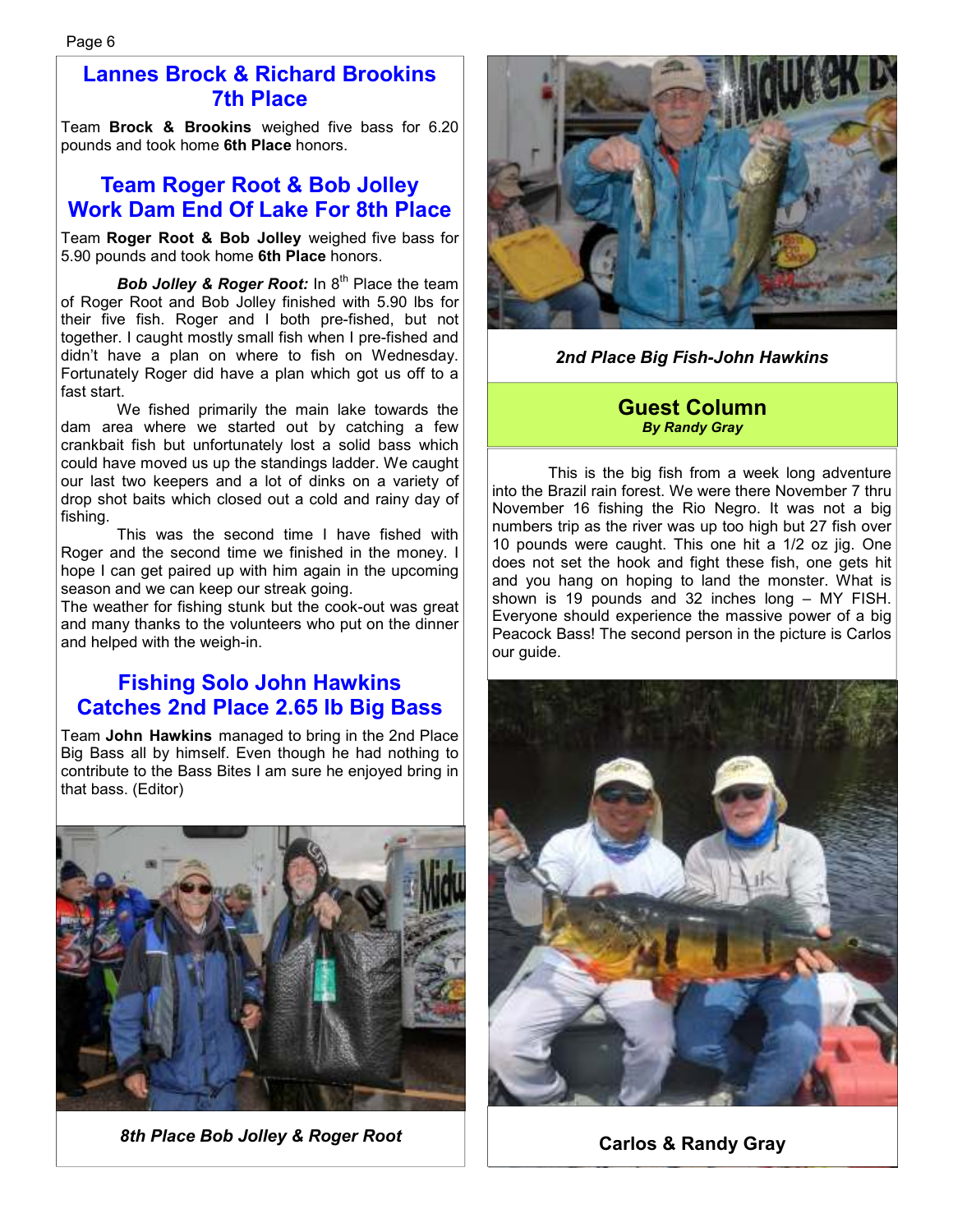## Lannes Brock & Richard Brookins 7th Place

Team **Brock & Brookins** weighed five bass for 6.20 pounds and took home **6th Place** honors.

## Team Roger Root & Bob Jolley Work Dam End Of Lake For 8th Place

Team **Roger Root & Bob Jolley** weighed five bass for 5.90 pounds and took home **6th Place** honors.

***Bob Jolley & Roger Root:*** In 8th Place the team of Roger Root and Bob Jolley finished with 5.90 lbs for their five fish. Roger and I both pre-fished, but not together. I caught mostly small fish when I pre-fished and didn't have a plan on where to fish on Wednesday. Fortunately Roger did have a plan which got us off to a fast start.

We fished primarily the main lake towards the dam area where we started out by catching a few crankbait fish but unfortunately lost a solid bass which could have moved us up the standings ladder. We caught our last two keepers and a lot of dinks on a variety of drop shot baits which closed out a cold and rainy day of fishing.

This was the second time I have fished with Roger and the second time we finished in the money. I hope I can get paired up with him again in the upcoming season and we can keep our streak going.

The weather for fishing stunk but the cook-out was great and many thanks to the volunteers who put on the dinner and helped with the weigh-in.

## Fishing Solo John Hawkins Catches 2nd Place 2.65 lb Big Bass

Team **John Hawkins** managed to bring in the 2nd Place Big Bass all by himself. Even though he had nothing to contribute to the Bass Bites I am sure he enjoyed bring in that bass. (Editor)

*8th Place Bob Jolley & Roger Root*

*2nd Place Big Fish-John Hawkins*

## Guest Column

***By Randy Gray***

This is the big fish from a week long adventure into the Brazil rain forest. We were there November 7 thru November 16 fishing the Rio Negro. It was not a big numbers trip as the river was up too high but 27 fish over 10 pounds were caught. This one hit a 1/2 oz jig. One does not set the hook and fight these fish, one gets hit and you hang on hoping to land the monster. What is shown is 19 pounds and 32 inches long – MY FISH. Everyone should experience the massive power of a big Peacock Bass! The second person in the picture is Carlos our guide.

**Carlos & Randy Gray**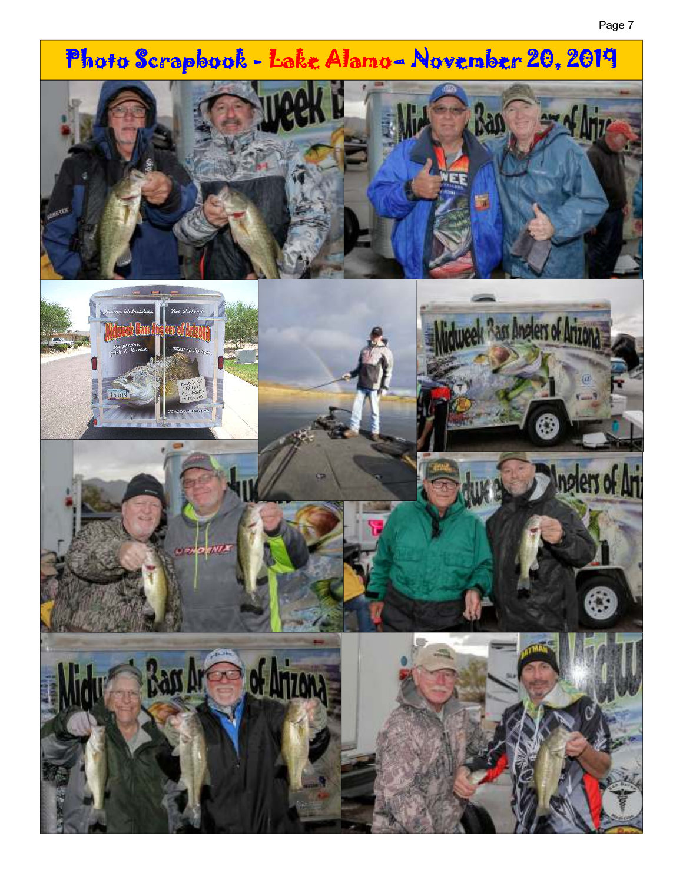# Photo Scrapbook - Lake Alamo- November 20, 2019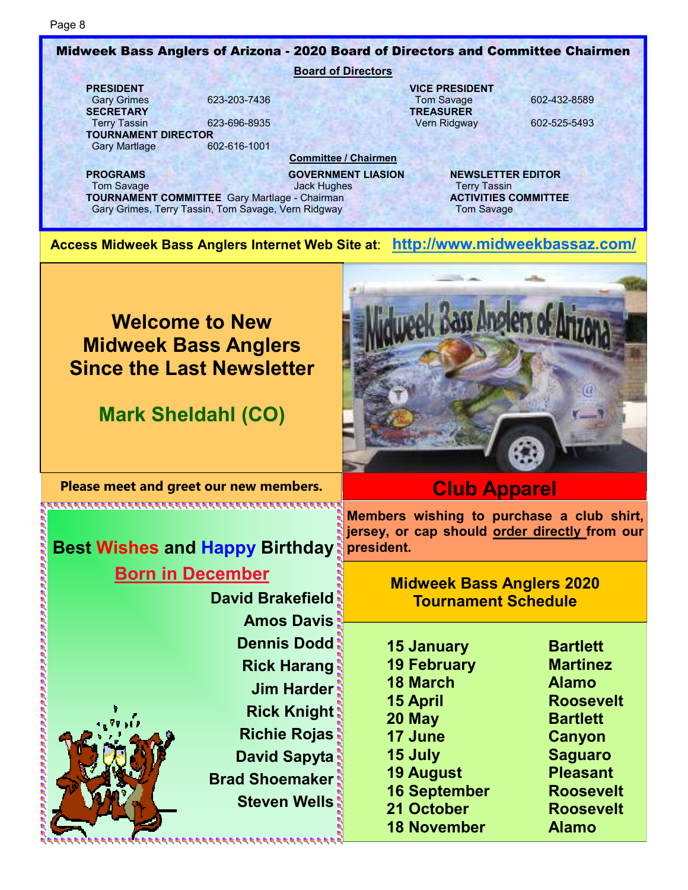## Midweek Bass Anglers of Arizona - 2020 Board of Directors and Committee Chairmen

### Board of Directors

**PRESIDENT**
Gary Grimes 623-203-7436

**VICE PRESIDENT**
Tom Savage 602-432-8589

**SECRETARY**
Terry Tassin 623-696-8935

**TREASURER**
Vern Ridgway 602-525-5493

**TOURNAMENT DIRECTOR**
Gary Martlage 602-616-1001

### Committee / Chairmen

**PROGRAMS**
Tom Savage

**GOVERNMENT LIASION**
Jack Hughes

**NEWSLETTER EDITOR**
Terry Tassin

**TOURNAMENT COMMITTEE** Gary Martlage - Chairman
Gary Grimes, Terry Tassin, Tom Savage, Vern Ridgway

**ACTIVITIES COMMITTEE**
Tom Savage

**Access Midweek Bass Anglers Internet Web Site at**: http://www.midweekbassaz.com/

## Welcome to New Midweek Bass Anglers Since the Last Newsletter

**Mark Sheldahl (CO)**

**Please meet and greet our new members.**

## Club Apparel

**Members wishing to purchase a club shirt, jersey, or cap should order directly from our president.**

## Best Wishes and Happy Birthday

### Born in December

David Brakefield
Amos Davis
Dennis Dodd
Rick Harang
Jim Harder
Rick Knight
Richie Rojas
David Sapyta
Brad Shoemaker
Steven Wells

## Midweek Bass Anglers 2020 Tournament Schedule

| | |
|---|---|
| 15 January | Bartlett |
| 19 February | Martinez |
| 18 March | Alamo |
| 15 April | Roosevelt |
| 20 May | Bartlett |
| 17 June | Canyon |
| 15 July | Saguaro |
| 19 August | Pleasant |
| 16 September | Roosevelt |
| 21 October | Roosevelt |
| 18 November | Alamo |